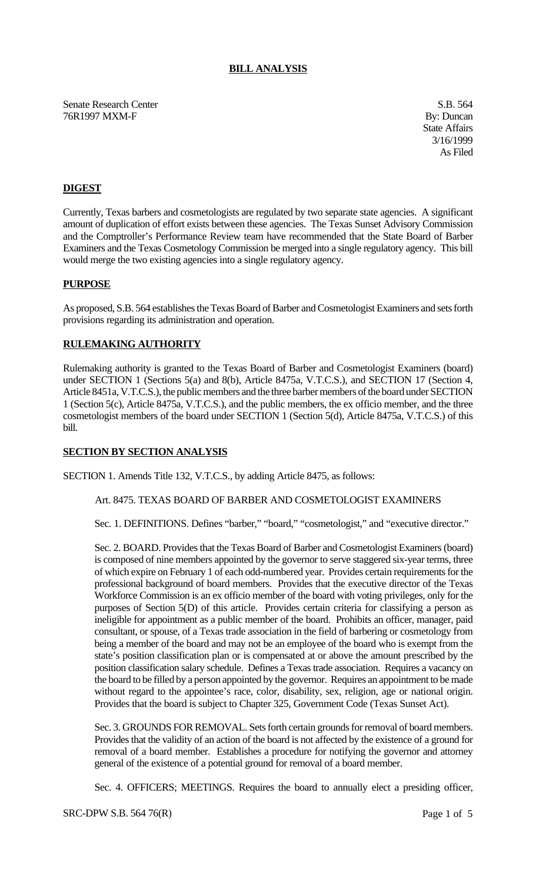# BILL ANALYSIS

Senate Research Center
76R1997 MXM-F

S.B. 564
By: Duncan
State Affairs
3/16/1999
As Filed

## DIGEST

Currently, Texas barbers and cosmetologists are regulated by two separate state agencies. A significant amount of duplication of effort exists between these agencies. The Texas Sunset Advisory Commission and the Comptroller's Performance Review team have recommended that the State Board of Barber Examiners and the Texas Cosmetology Commission be merged into a single regulatory agency. This bill would merge the two existing agencies into a single regulatory agency.

## PURPOSE

As proposed, S.B. 564 establishes the Texas Board of Barber and Cosmetologist Examiners and sets forth provisions regarding its administration and operation.

## RULEMAKING AUTHORITY

Rulemaking authority is granted to the Texas Board of Barber and Cosmetologist Examiners (board) under SECTION 1 (Sections 5(a) and 8(b), Article 8475a, V.T.C.S.), and SECTION 17 (Section 4, Article 8451a, V.T.C.S.), the public members and the three barber members of the board under SECTION 1 (Section 5(c), Article 8475a, V.T.C.S.), and the public members, the ex officio member, and the three cosmetologist members of the board under SECTION 1 (Section 5(d), Article 8475a, V.T.C.S.) of this bill.

## SECTION BY SECTION ANALYSIS

SECTION 1. Amends Title 132, V.T.C.S., by adding Article 8475, as follows:

Art. 8475. TEXAS BOARD OF BARBER AND COSMETOLOGIST EXAMINERS

Sec. 1. DEFINITIONS. Defines "barber," "board," "cosmetologist," and "executive director."

Sec. 2. BOARD. Provides that the Texas Board of Barber and Cosmetologist Examiners (board) is composed of nine members appointed by the governor to serve staggered six-year terms, three of which expire on February 1 of each odd-numbered year. Provides certain requirements for the professional background of board members. Provides that the executive director of the Texas Workforce Commission is an ex officio member of the board with voting privileges, only for the purposes of Section 5(D) of this article. Provides certain criteria for classifying a person as ineligible for appointment as a public member of the board. Prohibits an officer, manager, paid consultant, or spouse, of a Texas trade association in the field of barbering or cosmetology from being a member of the board and may not be an employee of the board who is exempt from the state's position classification plan or is compensated at or above the amount prescribed by the position classification salary schedule. Defines a Texas trade association. Requires a vacancy on the board to be filled by a person appointed by the governor. Requires an appointment to be made without regard to the appointee's race, color, disability, sex, religion, age or national origin. Provides that the board is subject to Chapter 325, Government Code (Texas Sunset Act).

Sec. 3. GROUNDS FOR REMOVAL. Sets forth certain grounds for removal of board members. Provides that the validity of an action of the board is not affected by the existence of a ground for removal of a board member. Establishes a procedure for notifying the governor and attorney general of the existence of a potential ground for removal of a board member.

Sec. 4. OFFICERS; MEETINGS. Requires the board to annually elect a presiding officer,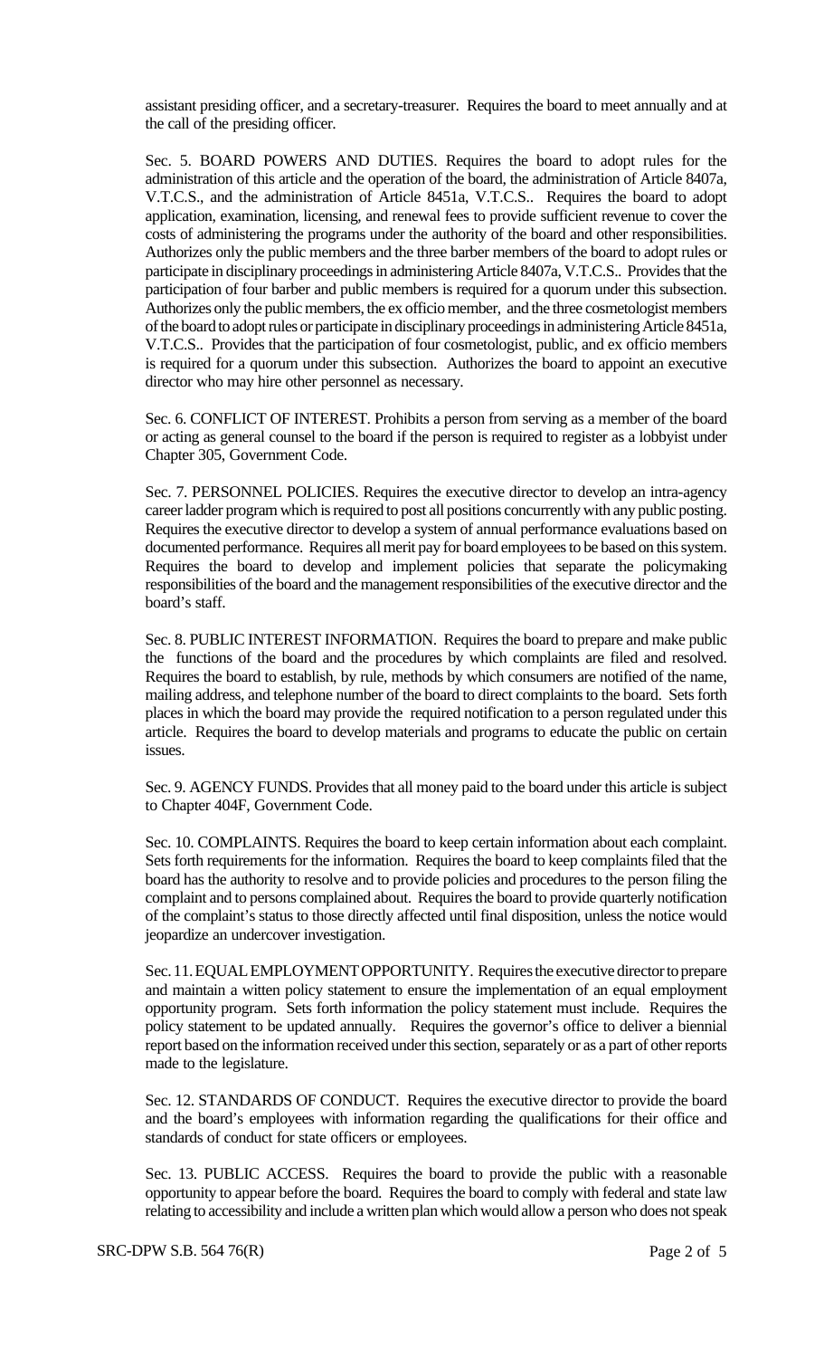assistant presiding officer, and a secretary-treasurer. Requires the board to meet annually and at the call of the presiding officer.

Sec. 5. BOARD POWERS AND DUTIES. Requires the board to adopt rules for the administration of this article and the operation of the board, the administration of Article 8407a, V.T.C.S., and the administration of Article 8451a, V.T.C.S.. Requires the board to adopt application, examination, licensing, and renewal fees to provide sufficient revenue to cover the costs of administering the programs under the authority of the board and other responsibilities. Authorizes only the public members and the three barber members of the board to adopt rules or participate in disciplinary proceedings in administering Article 8407a, V.T.C.S.. Provides that the participation of four barber and public members is required for a quorum under this subsection. Authorizes only the public members, the ex officio member, and the three cosmetologist members of the board to adopt rules or participate in disciplinary proceedings in administering Article 8451a, V.T.C.S.. Provides that the participation of four cosmetologist, public, and ex officio members is required for a quorum under this subsection. Authorizes the board to appoint an executive director who may hire other personnel as necessary.

Sec. 6. CONFLICT OF INTEREST. Prohibits a person from serving as a member of the board or acting as general counsel to the board if the person is required to register as a lobbyist under Chapter 305, Government Code.

Sec. 7. PERSONNEL POLICIES. Requires the executive director to develop an intra-agency career ladder program which is required to post all positions concurrently with any public posting. Requires the executive director to develop a system of annual performance evaluations based on documented performance. Requires all merit pay for board employees to be based on this system. Requires the board to develop and implement policies that separate the policymaking responsibilities of the board and the management responsibilities of the executive director and the board's staff.

Sec. 8. PUBLIC INTEREST INFORMATION. Requires the board to prepare and make public the functions of the board and the procedures by which complaints are filed and resolved. Requires the board to establish, by rule, methods by which consumers are notified of the name, mailing address, and telephone number of the board to direct complaints to the board. Sets forth places in which the board may provide the required notification to a person regulated under this article. Requires the board to develop materials and programs to educate the public on certain issues.

Sec. 9. AGENCY FUNDS. Provides that all money paid to the board under this article is subject to Chapter 404F, Government Code.

Sec. 10. COMPLAINTS. Requires the board to keep certain information about each complaint. Sets forth requirements for the information. Requires the board to keep complaints filed that the board has the authority to resolve and to provide policies and procedures to the person filing the complaint and to persons complained about. Requires the board to provide quarterly notification of the complaint's status to those directly affected until final disposition, unless the notice would jeopardize an undercover investigation.

Sec. 11. EQUAL EMPLOYMENT OPPORTUNITY. Requires the executive director to prepare and maintain a witten policy statement to ensure the implementation of an equal employment opportunity program. Sets forth information the policy statement must include. Requires the policy statement to be updated annually. Requires the governor's office to deliver a biennial report based on the information received under this section, separately or as a part of other reports made to the legislature.

Sec. 12. STANDARDS OF CONDUCT. Requires the executive director to provide the board and the board's employees with information regarding the qualifications for their office and standards of conduct for state officers or employees.

Sec. 13. PUBLIC ACCESS. Requires the board to provide the public with a reasonable opportunity to appear before the board. Requires the board to comply with federal and state law relating to accessibility and include a written plan which would allow a person who does not speak

SRC-DPW S.B. 564 76(R)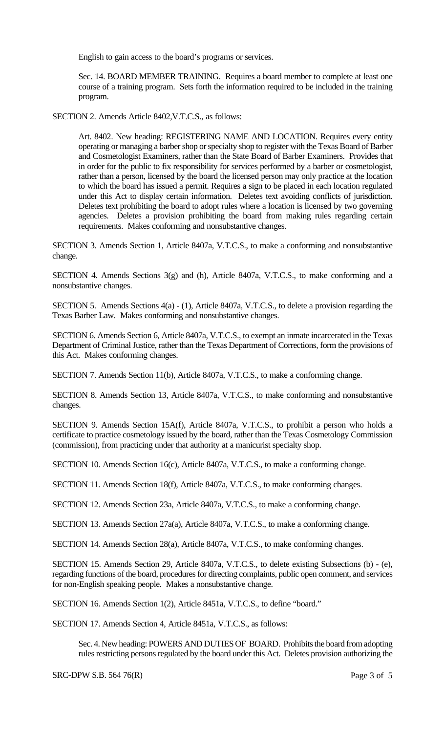English to gain access to the board's programs or services.

Sec. 14. BOARD MEMBER TRAINING. Requires a board member to complete at least one course of a training program. Sets forth the information required to be included in the training program.

SECTION 2. Amends Article 8402,V.T.C.S., as follows:

Art. 8402. New heading: REGISTERING NAME AND LOCATION. Requires every entity operating or managing a barber shop or specialty shop to register with the Texas Board of Barber and Cosmetologist Examiners, rather than the State Board of Barber Examiners. Provides that in order for the public to fix responsibility for services performed by a barber or cosmetologist, rather than a person, licensed by the board the licensed person may only practice at the location to which the board has issued a permit. Requires a sign to be placed in each location regulated under this Act to display certain information. Deletes text avoiding conflicts of jurisdiction. Deletes text prohibiting the board to adopt rules where a location is licensed by two governing agencies. Deletes a provision prohibiting the board from making rules regarding certain requirements. Makes conforming and nonsubstantive changes.

SECTION 3. Amends Section 1, Article 8407a, V.T.C.S., to make a conforming and nonsubstantive change.

SECTION 4. Amends Sections 3(g) and (h), Article 8407a, V.T.C.S., to make conforming and a nonsubstantive changes.

SECTION 5. Amends Sections 4(a) - (1), Article 8407a, V.T.C.S., to delete a provision regarding the Texas Barber Law. Makes conforming and nonsubstantive changes.

SECTION 6. Amends Section 6, Article 8407a, V.T.C.S., to exempt an inmate incarcerated in the Texas Department of Criminal Justice, rather than the Texas Department of Corrections, form the provisions of this Act. Makes conforming changes.

SECTION 7. Amends Section 11(b), Article 8407a, V.T.C.S., to make a conforming change.

SECTION 8. Amends Section 13, Article 8407a, V.T.C.S., to make conforming and nonsubstantive changes.

SECTION 9. Amends Section 15A(f), Article 8407a, V.T.C.S., to prohibit a person who holds a certificate to practice cosmetology issued by the board, rather than the Texas Cosmetology Commission (commission), from practicing under that authority at a manicurist specialty shop.

SECTION 10. Amends Section 16(c), Article 8407a, V.T.C.S., to make a conforming change.

SECTION 11. Amends Section 18(f), Article 8407a, V.T.C.S., to make conforming changes.

SECTION 12. Amends Section 23a, Article 8407a, V.T.C.S., to make a conforming change.

SECTION 13. Amends Section 27a(a), Article 8407a, V.T.C.S., to make a conforming change.

SECTION 14. Amends Section 28(a), Article 8407a, V.T.C.S., to make conforming changes.

SECTION 15. Amends Section 29, Article 8407a, V.T.C.S., to delete existing Subsections (b) - (e), regarding functions of the board, procedures for directing complaints, public open comment, and services for non-English speaking people. Makes a nonsubstantive change.

SECTION 16. Amends Section 1(2), Article 8451a, V.T.C.S., to define "board."

SECTION 17. Amends Section 4, Article 8451a, V.T.C.S., as follows:

Sec. 4. New heading: POWERS AND DUTIES OF BOARD. Prohibits the board from adopting rules restricting persons regulated by the board under this Act. Deletes provision authorizing the

SRC-DPW S.B. 564 76(R)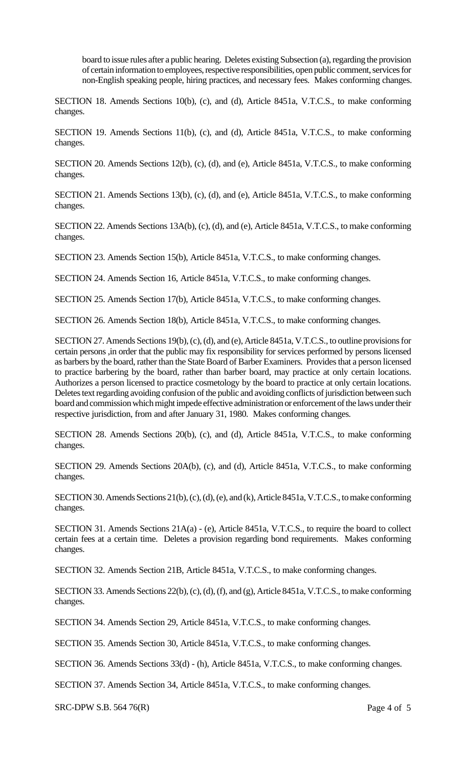board to issue rules after a public hearing. Deletes existing Subsection (a), regarding the provision of certain information to employees, respective responsibilities, open public comment, services for non-English speaking people, hiring practices, and necessary fees. Makes conforming changes.

SECTION 18. Amends Sections 10(b), (c), and (d), Article 8451a, V.T.C.S., to make conforming changes.

SECTION 19. Amends Sections 11(b), (c), and (d), Article 8451a, V.T.C.S., to make conforming changes.

SECTION 20. Amends Sections 12(b), (c), (d), and (e), Article 8451a, V.T.C.S., to make conforming changes.

SECTION 21. Amends Sections 13(b), (c), (d), and (e), Article 8451a, V.T.C.S., to make conforming changes.

SECTION 22. Amends Sections 13A(b), (c), (d), and (e), Article 8451a, V.T.C.S., to make conforming changes.

SECTION 23. Amends Section 15(b), Article 8451a, V.T.C.S., to make conforming changes.

SECTION 24. Amends Section 16, Article 8451a, V.T.C.S., to make conforming changes.

SECTION 25. Amends Section 17(b), Article 8451a, V.T.C.S., to make conforming changes.

SECTION 26. Amends Section 18(b), Article 8451a, V.T.C.S., to make conforming changes.

SECTION 27. Amends Sections 19(b), (c), (d), and (e), Article 8451a, V.T.C.S., to outline provisions for certain persons ,in order that the public may fix responsibility for services performed by persons licensed as barbers by the board, rather than the State Board of Barber Examiners. Provides that a person licensed to practice barbering by the board, rather than barber board, may practice at only certain locations. Authorizes a person licensed to practice cosmetology by the board to practice at only certain locations. Deletes text regarding avoiding confusion of the public and avoiding conflicts of jurisdiction between such board and commission which might impede effective administration or enforcement of the laws under their respective jurisdiction, from and after January 31, 1980. Makes conforming changes.

SECTION 28. Amends Sections 20(b), (c), and (d), Article 8451a, V.T.C.S., to make conforming changes.

SECTION 29. Amends Sections 20A(b), (c), and (d), Article 8451a, V.T.C.S., to make conforming changes.

SECTION 30. Amends Sections 21(b), (c), (d), (e), and (k), Article 8451a, V.T.C.S., to make conforming changes.

SECTION 31. Amends Sections 21A(a) - (e), Article 8451a, V.T.C.S., to require the board to collect certain fees at a certain time. Deletes a provision regarding bond requirements. Makes conforming changes.

SECTION 32. Amends Section 21B, Article 8451a, V.T.C.S., to make conforming changes.

SECTION 33. Amends Sections 22(b), (c), (d), (f), and (g), Article 8451a, V.T.C.S., to make conforming changes.

SECTION 34. Amends Section 29, Article 8451a, V.T.C.S., to make conforming changes.

SECTION 35. Amends Section 30, Article 8451a, V.T.C.S., to make conforming changes.

SECTION 36. Amends Sections 33(d) - (h), Article 8451a, V.T.C.S., to make conforming changes.

SECTION 37. Amends Section 34, Article 8451a, V.T.C.S., to make conforming changes.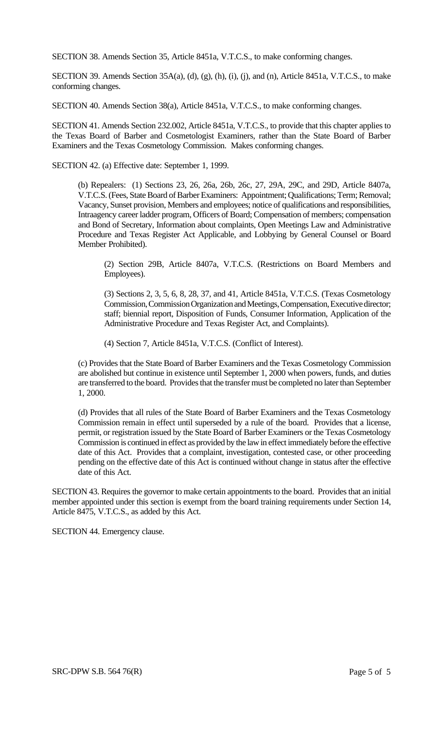SECTION 38. Amends Section 35, Article 8451a, V.T.C.S., to make conforming changes.

SECTION 39. Amends Section 35A(a), (d), (g), (h), (i), (j), and (n), Article 8451a, V.T.C.S., to make conforming changes.

SECTION 40. Amends Section 38(a), Article 8451a, V.T.C.S., to make conforming changes.

SECTION 41. Amends Section 232.002, Article 8451a, V.T.C.S., to provide that this chapter applies to the Texas Board of Barber and Cosmetologist Examiners, rather than the State Board of Barber Examiners and the Texas Cosmetology Commission. Makes conforming changes.

SECTION 42. (a) Effective date: September 1, 1999.

(b) Repealers: (1) Sections 23, 26, 26a, 26b, 26c, 27, 29A, 29C, and 29D, Article 8407a, V.T.C.S. (Fees, State Board of Barber Examiners: Appointment; Qualifications; Term; Removal; Vacancy, Sunset provision, Members and employees; notice of qualifications and responsibilities, Intraagency career ladder program, Officers of Board; Compensation of members; compensation and Bond of Secretary, Information about complaints, Open Meetings Law and Administrative Procedure and Texas Register Act Applicable, and Lobbying by General Counsel or Board Member Prohibited).

(2) Section 29B, Article 8407a, V.T.C.S. (Restrictions on Board Members and Employees).

(3) Sections 2, 3, 5, 6, 8, 28, 37, and 41, Article 8451a, V.T.C.S. (Texas Cosmetology Commission, Commission Organization and Meetings, Compensation, Executive director; staff; biennial report, Disposition of Funds, Consumer Information, Application of the Administrative Procedure and Texas Register Act, and Complaints).

(4) Section 7, Article 8451a, V.T.C.S. (Conflict of Interest).

(c) Provides that the State Board of Barber Examiners and the Texas Cosmetology Commission are abolished but continue in existence until September 1, 2000 when powers, funds, and duties are transferred to the board. Provides that the transfer must be completed no later than September 1, 2000.

(d) Provides that all rules of the State Board of Barber Examiners and the Texas Cosmetology Commission remain in effect until superseded by a rule of the board. Provides that a license, permit, or registration issued by the State Board of Barber Examiners or the Texas Cosmetology Commission is continued in effect as provided by the law in effect immediately before the effective date of this Act. Provides that a complaint, investigation, contested case, or other proceeding pending on the effective date of this Act is continued without change in status after the effective date of this Act.

SECTION 43. Requires the governor to make certain appointments to the board. Provides that an initial member appointed under this section is exempt from the board training requirements under Section 14, Article 8475, V.T.C.S., as added by this Act.

SECTION 44. Emergency clause.